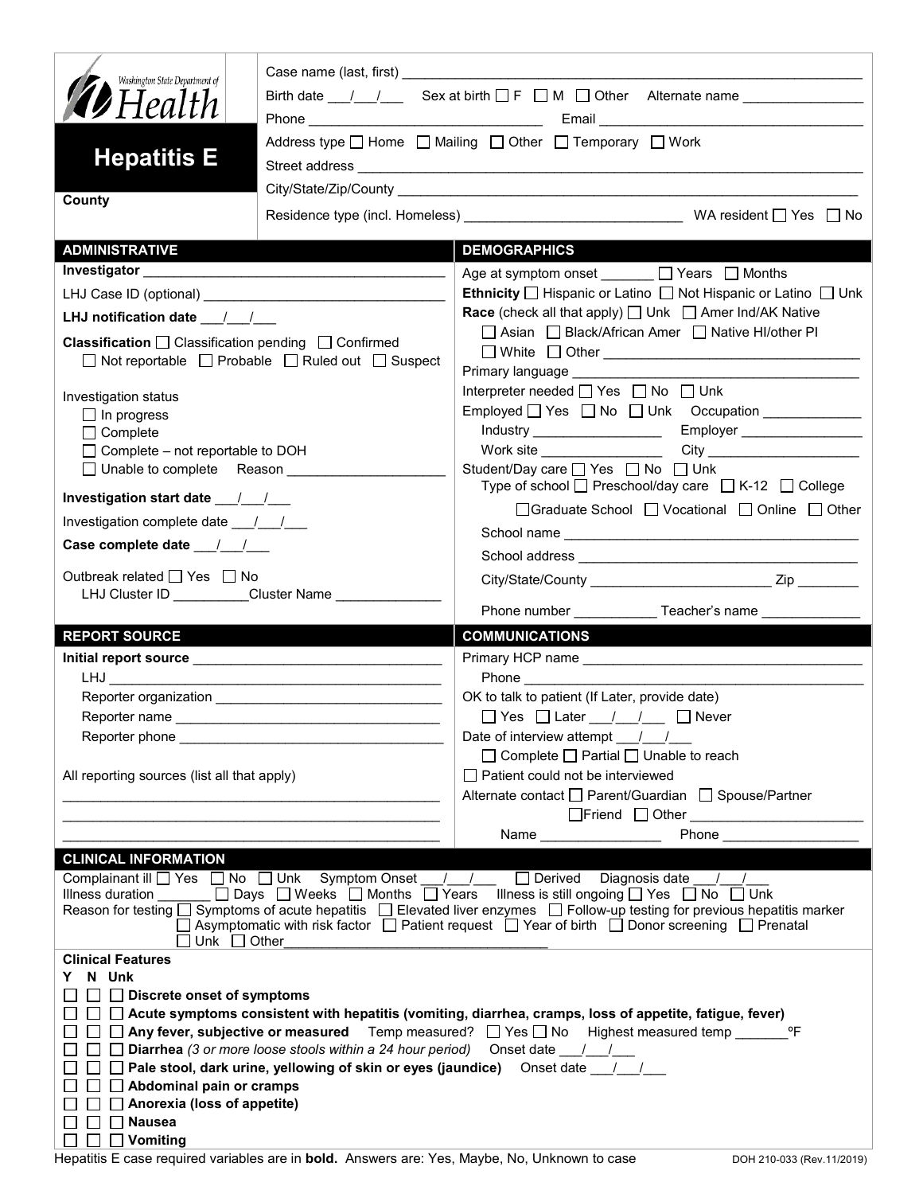Washington State Department of Health

# Hepatitis E

County

Case name (last, first) ___________________________________________

Birth date ___/___/___ Sex at birth ☐ F ☐ M ☐ Other Alternate name _______________

Phone ______________________________ Email ______________________________

Address type ☐ Home ☐ Mailing ☐ Other ☐ Temporary ☐ Work

Street address ___________________________________________

City/State/Zip/County ___________________________________________

Residence type (incl. Homeless) ____________________________ WA resident ☐ Yes ☐ No

## ADMINISTRATIVE

**Investigator** ______________________________

LHJ Case ID (optional) ______________________________

**LHJ notification date** ___/___/___

**Classification** ☐ Classification pending ☐ Confirmed
☐ Not reportable ☐ Probable ☐ Ruled out ☐ Suspect

Investigation status
☐ In progress
☐ Complete
☐ Complete – not reportable to DOH
☐ Unable to complete Reason ____________________

**Investigation start date** ___/___/___

Investigation complete date ___/___/___

**Case complete date** ___/___/___

Outbreak related ☐ Yes ☐ No
LHJ Cluster ID __________Cluster Name ______________

## DEMOGRAPHICS

Age at symptom onset _______ ☐ Years ☐ Months

**Ethnicity** ☐ Hispanic or Latino ☐ Not Hispanic or Latino ☐ Unk

**Race** (check all that apply) ☐ Unk ☐ Amer Ind/AK Native
☐ Asian ☐ Black/African Amer ☐ Native HI/other PI
☐ White ☐ Other ______________________________

Primary language ______________________________

Interpreter needed ☐ Yes ☐ No ☐ Unk

Employed ☐ Yes ☐ No ☐ Unk Occupation _____________
Industry _________________ Employer ________________
Work site ________________ City ____________________

Student/Day care ☐ Yes ☐ No ☐ Unk
Type of school ☐ Preschool/day care ☐ K-12 ☐ College
☐ Graduate School ☐ Vocational ☐ Online ☐ Other
School name ______________________________
School address ______________________________
City/State/County ________________________ Zip ________
Phone number ___________ Teacher's name _____________

## REPORT SOURCE

**Initial report source** ______________________________
LHJ ______________________________
Reporter organization ______________________________
Reporter name ______________________________
Reporter phone ______________________________

All reporting sources (list all that apply)
______________________________
______________________________
______________________________

## COMMUNICATIONS

Primary HCP name ______________________________
Phone ______________________________

OK to talk to patient (If Later, provide date)
☐ Yes ☐ Later ___/___/___ ☐ Never

Date of interview attempt ___/___/___
☐ Complete ☐ Partial ☐ Unable to reach

☐ Patient could not be interviewed

Alternate contact ☐ Parent/Guardian ☐ Spouse/Partner
☐ Friend ☐ Other ______________________
Name ________________ Phone __________________

## CLINICAL INFORMATION

Complainant ill ☐ Yes ☐ No ☐ Unk Symptom Onset ___/___/___ ☐ Derived Diagnosis date ___/___/___

Illness duration _______ ☐ Days ☐ Weeks ☐ Months ☐ Years Illness is still ongoing ☐ Yes ☐ No ☐ Unk

Reason for testing ☐ Symptoms of acute hepatitis ☐ Elevated liver enzymes ☐ Follow-up testing for previous hepatitis marker
☐ Asymptomatic with risk factor ☐ Patient request ☐ Year of birth ☐ Donor screening ☐ Prenatal
☐ Unk ☐ Other___________________________________

**Clinical Features**

Y N Unk

☐ ☐ ☐ **Discrete onset of symptoms**

☐ ☐ ☐ **Acute symptoms consistent with hepatitis (vomiting, diarrhea, cramps, loss of appetite, fatigue, fever)**

☐ ☐ ☐ **Any fever, subjective or measured** Temp measured? ☐ Yes ☐ No Highest measured temp _______ºF

☐ ☐ ☐ **Diarrhea** *(3 or more loose stools within a 24 hour period)* Onset date ___/___/___

☐ ☐ ☐ **Pale stool, dark urine, yellowing of skin or eyes (jaundice)** Onset date ___/___/___

☐ ☐ ☐ **Abdominal pain or cramps**

☐ ☐ ☐ **Anorexia (loss of appetite)**

☐ ☐ ☐ **Nausea**

☐ ☐ ☐ **Vomiting**

Hepatitis E case required variables are in **bold**. Answers are: Yes, Maybe, No, Unknown to case

DOH 210-033 (Rev.11/2019)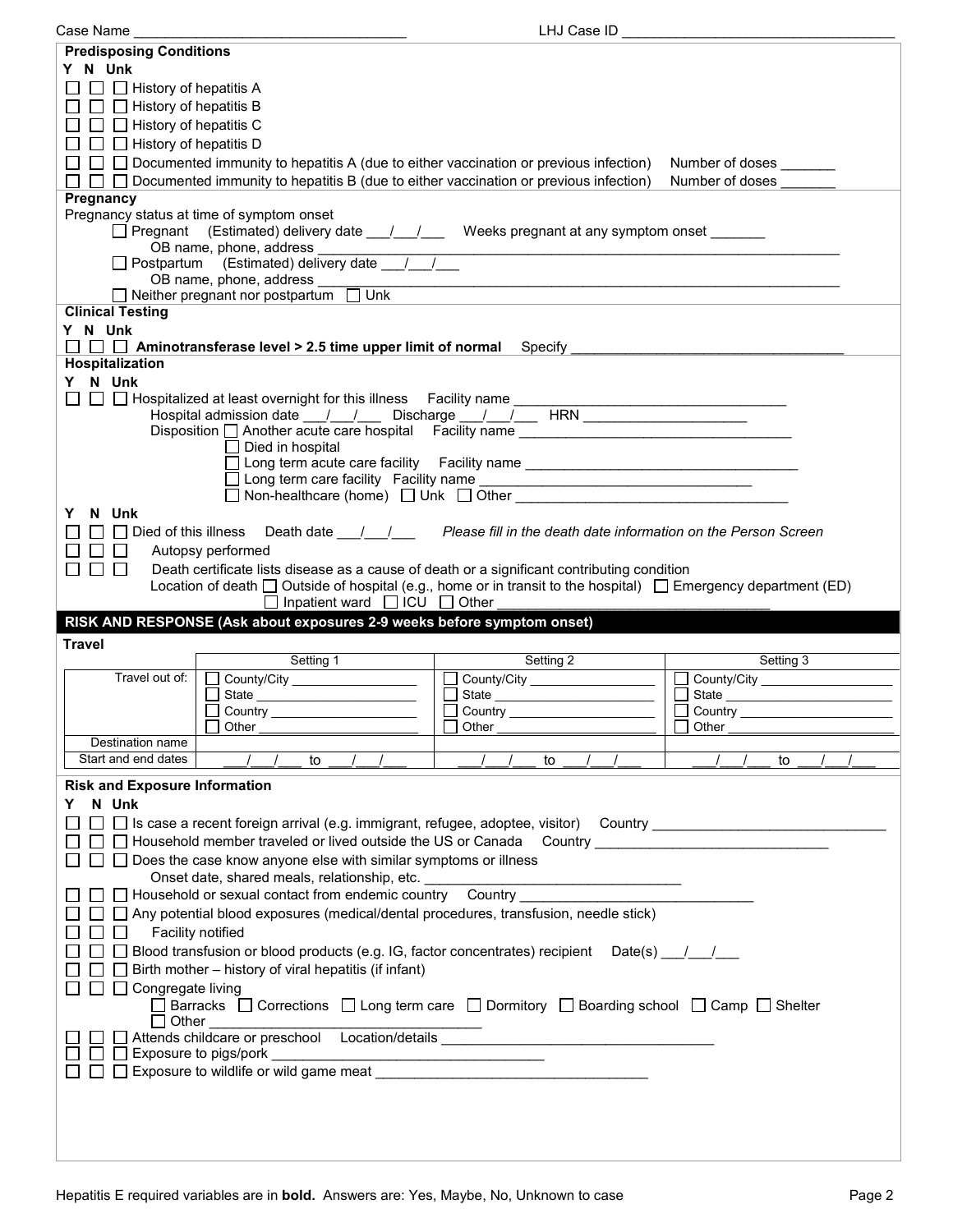Case Name ______________________________ LHJ Case ID ______________________________

**Predisposing Conditions**

Y N Unk

☐ ☐ ☐ History of hepatitis A

☐ ☐ ☐ History of hepatitis B

☐ ☐ ☐ History of hepatitis C

☐ ☐ ☐ History of hepatitis D

☐ ☐ ☐ Documented immunity to hepatitis A (due to either vaccination or previous infection) Number of doses _______

☐ ☐ ☐ Documented immunity to hepatitis B (due to either vaccination or previous infection) Number of doses _______

**Pregnancy**

Pregnancy status at time of symptom onset

☐ Pregnant (Estimated) delivery date ___/___/___ Weeks pregnant at any symptom onset _______

OB name, phone, address ______________________________

☐ Postpartum (Estimated) delivery date ___/___/___

OB name, phone, address ______________________________

☐ Neither pregnant nor postpartum ☐ Unk

**Clinical Testing**

Y N Unk

☐ ☐ ☐ **Aminotransferase level > 2.5 time upper limit of normal** Specify ______________________________

**Hospitalization**

Y N Unk

☐ ☐ ☐ Hospitalized at least overnight for this illness Facility name ______________________________

Hospital admission date ___/___/___ Discharge ___/___/___ HRN ____________________

Disposition ☐ Another acute care hospital Facility name ______________________________

☐ Died in hospital

☐ Long term acute care facility Facility name ______________________________

☐ Long term care facility Facility name ______________________________

☐ Non-healthcare (home) ☐ Unk ☐ Other ______________________________

Y N Unk

☐ ☐ ☐ Died of this illness Death date ___/___/___ *Please fill in the death date information on the Person Screen*

☐ ☐ ☐ Autopsy performed

☐ ☐ ☐ Death certificate lists disease as a cause of death or a significant contributing condition

Location of death ☐ Outside of hospital (e.g., home or in transit to the hospital) ☐ Emergency department (ED) ☐ Inpatient ward ☐ ICU ☐ Other ______________________________

## RISK AND RESPONSE (Ask about exposures 2-9 weeks before symptom onset)

**Travel**

| | Setting 1 | Setting 2 | Setting 3 |
|---|---|---|---|
| Travel out of: | ☐ County/City ________ ☐ State ________ ☐ Country ________ ☐ Other ________ | ☐ County/City ________ ☐ State ________ ☐ Country ________ ☐ Other ________ | ☐ County/City ________ ☐ State ________ ☐ Country ________ ☐ Other ________ |
| Destination name | | | |
| Start and end dates | ___/___/___ to ___/___/___ | ___/___/___ to ___/___/___ | ___/___/___ to ___/___/___ |

**Risk and Exposure Information**

Y N Unk

☐ ☐ ☐ Is case a recent foreign arrival (e.g. immigrant, refugee, adoptee, visitor) Country ______________________________

☐ ☐ ☐ Household member traveled or lived outside the US or Canada Country ______________________________

☐ ☐ ☐ Does the case know anyone else with similar symptoms or illness

Onset date, shared meals, relationship, etc. ______________________________

☐ ☐ ☐ Household or sexual contact from endemic country Country ______________________________

☐ ☐ ☐ Any potential blood exposures (medical/dental procedures, transfusion, needle stick)

☐ ☐ ☐ Facility notified

☐ ☐ ☐ Blood transfusion or blood products (e.g. IG, factor concentrates) recipient Date(s) ___/___/___

☐ ☐ ☐ Birth mother – history of viral hepatitis (if infant)

☐ ☐ ☐ Congregate living

☐ Barracks ☐ Corrections ☐ Long term care ☐ Dormitory ☐ Boarding school ☐ Camp ☐ Shelter

☐ Other ______________________________

☐ ☐ ☐ Attends childcare or preschool Location/details ______________________________

☐ ☐ ☐ Exposure to pigs/pork ______________________________

☐ ☐ ☐ Exposure to wildlife or wild game meat ______________________________

Hepatitis E required variables are in **bold**. Answers are: Yes, Maybe, No, Unknown to case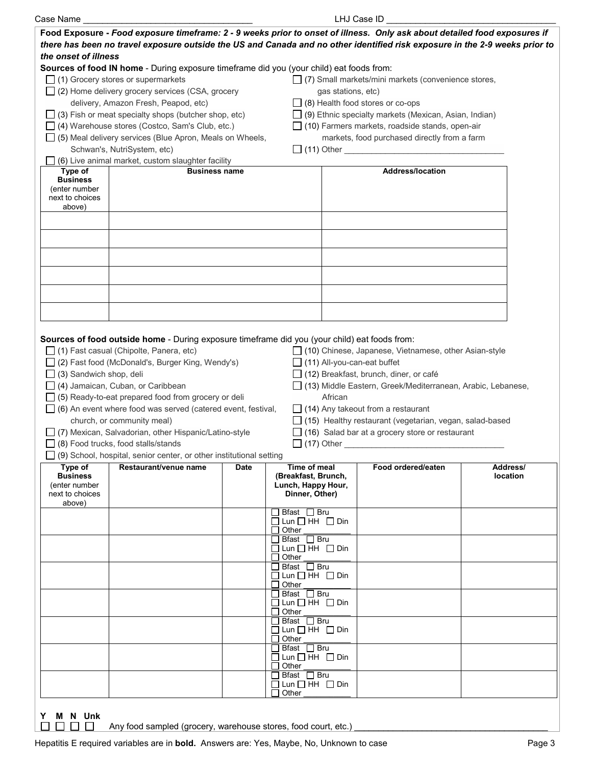Case Name ___________________________________ LHJ Case ID ___________________________________

**Food Exposure -** ***Food exposure timeframe: 2 - 9 weeks prior to onset of illness. Only ask about detailed food exposures if there has been no travel exposure outside the US and Canada and no other identified risk exposure in the 2-9 weeks prior to the onset of illness***

**Sources of food IN home** - During exposure timeframe did you (your child) eat foods from:

- ☐ (1) Grocery stores or supermarkets
- ☐ (2) Home delivery grocery services (CSA, grocery delivery, Amazon Fresh, Peapod, etc)
- ☐ (3) Fish or meat specialty shops (butcher shop, etc)
- ☐ (4) Warehouse stores (Costco, Sam's Club, etc.)
- ☐ (5) Meal delivery services (Blue Apron, Meals on Wheels, Schwan's, NutriSystem, etc)
- ☐ (6) Live animal market, custom slaughter facility
- ☐ (7) Small markets/mini markets (convenience stores, gas stations, etc)
- ☐ (8) Health food stores or co-ops
- ☐ (9) Ethnic specialty markets (Mexican, Asian, Indian)
- ☐ (10) Farmers markets, roadside stands, open-air markets, food purchased directly from a farm
- ☐ (11) Other ___________________________________

| Type of Business (enter number next to choices above) | Business name | Address/location |
|---|---|---|
| | | |
| | | |
| | | |
| | | |
| | | |
| | | |

**Sources of food outside home** - During exposure timeframe did you (your child) eat foods from:

- ☐ (1) Fast casual (Chipolte, Panera, etc)
- ☐ (2) Fast food (McDonald's, Burger King, Wendy's)
- ☐ (3) Sandwich shop, deli
- ☐ (4) Jamaican, Cuban, or Caribbean
- ☐ (5) Ready-to-eat prepared food from grocery or deli
- ☐ (6) An event where food was served (catered event, festival, church, or community meal)
- ☐ (7) Mexican, Salvadorian, other Hispanic/Latino-style
- ☐ (8) Food trucks, food stalls/stands
- ☐ (9) School, hospital, senior center, or other institutional setting
- ☐ (10) Chinese, Japanese, Vietnamese, other Asian-style
- ☐ (11) All-you-can-eat buffet
- ☐ (12) Breakfast, brunch, diner, or café
- ☐ (13) Middle Eastern, Greek/Mediterranean, Arabic, Lebanese, African
- ☐ (14) Any takeout from a restaurant
- ☐ (15) Healthy restaurant (vegetarian, vegan, salad-based
- ☐ (16) Salad bar at a grocery store or restaurant
- ☐ (17) Other ___________________________________

| Type of Business (enter number next to choices above) | Restaurant/venue name | Date | Time of meal (Breakfast, Brunch, Lunch, Happy Hour, Dinner, Other) | Food ordered/eaten | Address/ location |
|---|---|---|---|---|---|
| | | | ☐ Bfast ☐ Bru ☐ Lun ☐ HH ☐ Din ☐ Other ________ | | |
| | | | ☐ Bfast ☐ Bru ☐ Lun ☐ HH ☐ Din ☐ Other ________ | | |
| | | | ☐ Bfast ☐ Bru ☐ Lun ☐ HH ☐ Din ☐ Other ________ | | |
| | | | ☐ Bfast ☐ Bru ☐ Lun ☐ HH ☐ Din ☐ Other ________ | | |
| | | | ☐ Bfast ☐ Bru ☐ Lun ☐ HH ☐ Din ☐ Other ________ | | |
| | | | ☐ Bfast ☐ Bru ☐ Lun ☐ HH ☐ Din ☐ Other ________ | | |
| | | | ☐ Bfast ☐ Bru ☐ Lun ☐ HH ☐ Din ☐ Other ________ | | |

**Y M N Unk**

☐ ☐ ☐ ☐ Any food sampled (grocery, warehouse stores, food court, etc.) ___________________________________

Hepatitis E required variables are in **bold**. Answers are: Yes, Maybe, No, Unknown to case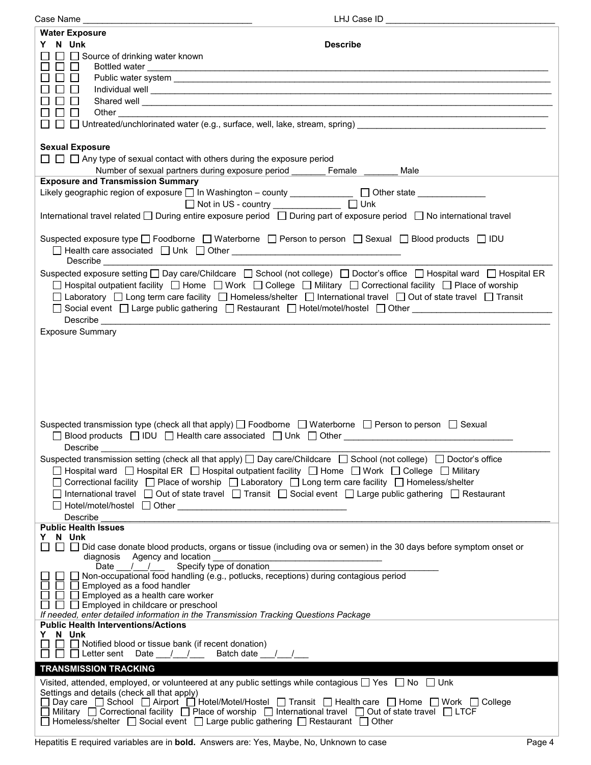Case Name ________________________________ LHJ Case ID ________________________________

**Water Exposure**

| Y | N | Unk | | Describe |
|---|---|---|---|---|
| ☐ | ☐ | ☐ | Source of drinking water known | |
| ☐ | ☐ | ☐ | Bottled water | ________________ |
| ☐ | ☐ | ☐ | Public water system | ________________ |
| ☐ | ☐ | ☐ | Individual well | ________________ |
| ☐ | ☐ | ☐ | Shared well | ________________ |
| ☐ | ☐ | ☐ | Other | ________________ |
| ☐ | ☐ | ☐ | Untreated/unchlorinated water (e.g., surface, well, lake, stream, spring) | ________________ |

**Sexual Exposure**

☐ ☐ ☐ Any type of sexual contact with others during the exposure period

Number of sexual partners during exposure period _______ Female _______ Male

**Exposure and Transmission Summary**

Likely geographic region of exposure ☐ In Washington – county ____________ ☐ Other state _____________ ☐ Not in US - country _____________ ☐ Unk

International travel related ☐ During entire exposure period ☐ During part of exposure period ☐ No international travel

Suspected exposure type ☐ Foodborne ☐ Waterborne ☐ Person to person ☐ Sexual ☐ Blood products ☐ IDU ☐ Health care associated ☐ Unk ☐ Other ________________________________

Describe ________________________________

Suspected exposure setting ☐ Day care/Childcare ☐ School (not college) ☐ Doctor's office ☐ Hospital ward ☐ Hospital ER ☐ Hospital outpatient facility ☐ Home ☐ Work ☐ College ☐ Military ☐ Correctional facility ☐ Place of worship ☐ Laboratory ☐ Long term care facility ☐ Homeless/shelter ☐ International travel ☐ Out of state travel ☐ Transit ☐ Social event ☐ Large public gathering ☐ Restaurant ☐ Hotel/motel/hostel ☐ Other ____________________________

Describe ________________________________

Exposure Summary

Suspected transmission type (check all that apply) ☐ Foodborne ☐ Waterborne ☐ Person to person ☐ Sexual ☐ Blood products ☐ IDU ☐ Health care associated ☐ Unk ☐ Other ________________________________

Describe ________________________________

Suspected transmission setting (check all that apply) ☐ Day care/Childcare ☐ School (not college) ☐ Doctor's office ☐ Hospital ward ☐ Hospital ER ☐ Hospital outpatient facility ☐ Home ☐ Work ☐ College ☐ Military ☐ Correctional facility ☐ Place of worship ☐ Laboratory ☐ Long term care facility ☐ Homeless/shelter ☐ International travel ☐ Out of state travel ☐ Transit ☐ Social event ☐ Large public gathering ☐ Restaurant ☐ Hotel/motel/hostel ☐ Other ________________________________

Describe ________________________________

**Public Health Issues**

| Y | N | Unk | |
|---|---|---|---|
| ☐ | ☐ | ☐ | Did case donate blood products, organs or tissue (including ova or semen) in the 30 days before symptom onset or diagnosis Agency and location ______________________ Date ___/___/___ Specify type of donation______________________ |
| ☐ | ☐ | ☐ | Non-occupational food handling (e.g., potlucks, receptions) during contagious period |
| ☐ | ☐ | ☐ | Employed as a food handler |
| ☐ | ☐ | ☐ | Employed as a health care worker |
| ☐ | ☐ | ☐ | Employed in childcare or preschool |

*If needed, enter detailed information in the Transmission Tracking Questions Package*

**Public Health Interventions/Actions**

| Y | N | Unk | |
|---|---|---|---|
| ☐ | ☐ | ☐ | Notified blood or tissue bank (if recent donation) |
| ☐ | ☐ | ☐ | Letter sent Date ___/___/___ Batch date ___/___/___ |

## TRANSMISSION TRACKING

Visited, attended, employed, or volunteered at any public settings while contagious ☐ Yes ☐ No ☐ Unk

Settings and details (check all that apply)

☐ Day care ☐ School ☐ Airport ☐ Hotel/Motel/Hostel ☐ Transit ☐ Health care ☐ Home ☐ Work ☐ College ☐ Military ☐ Correctional facility ☐ Place of worship ☐ International travel ☐ Out of state travel ☐ LTCF ☐ Homeless/shelter ☐ Social event ☐ Large public gathering ☐ Restaurant ☐ Other

Hepatitis E required variables are in **bold**. Answers are: Yes, Maybe, No, Unknown to case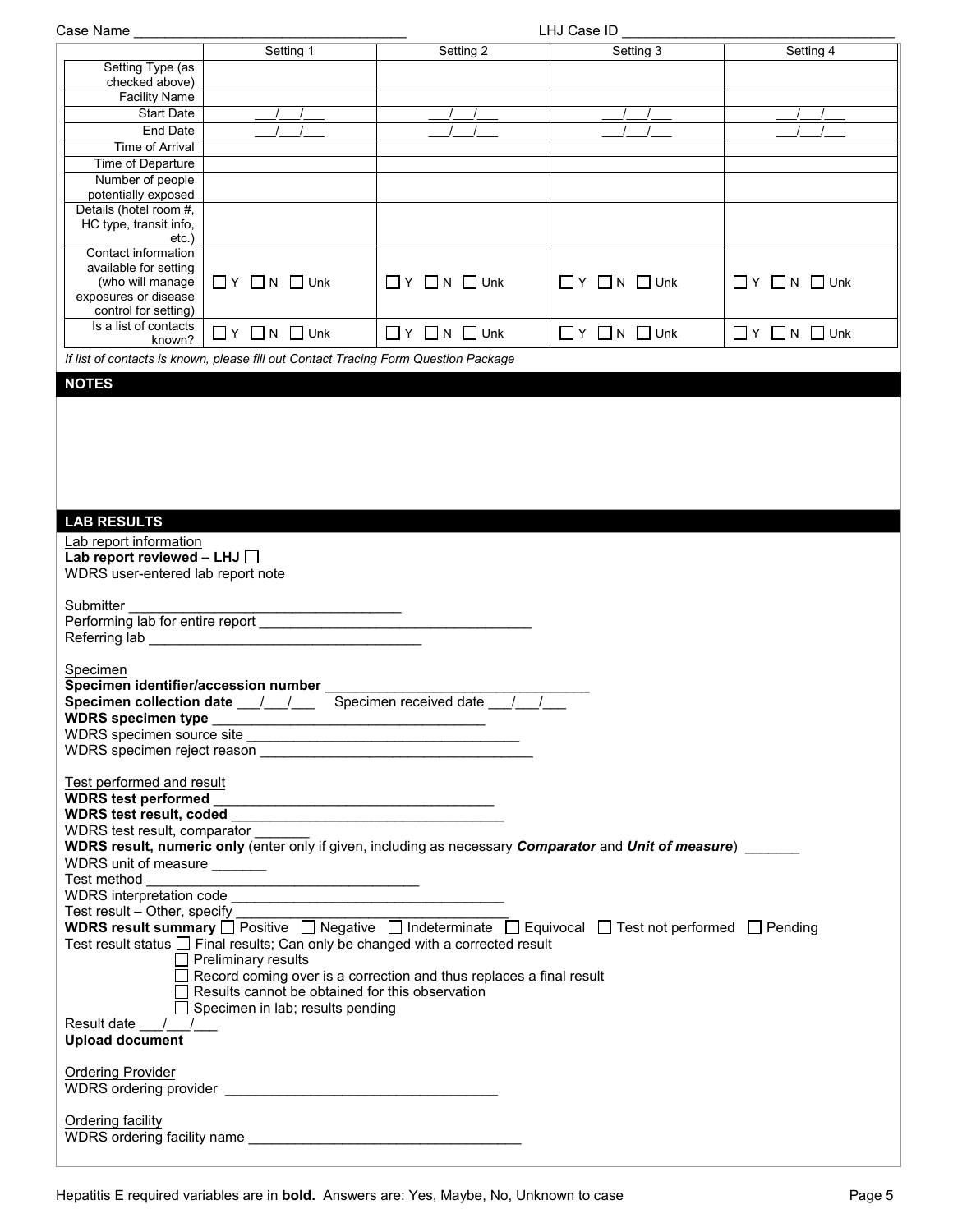Case Name ___________________________________ LHJ Case ID ___________________________________

| | Setting 1 | Setting 2 | Setting 3 | Setting 4 |
|---|---|---|---|---|
| Setting Type (as checked above) | | | | |
| Facility Name | | | | |
| Start Date | ___/___/___ | ___/___/___ | ___/___/___ | ___/___/___ |
| End Date | ___/___/___ | ___/___/___ | ___/___/___ | ___/___/___ |
| Time of Arrival | | | | |
| Time of Departure | | | | |
| Number of people potentially exposed | | | | |
| Details (hotel room #, HC type, transit info, etc.) | | | | |
| Contact information available for setting (who will manage exposures or disease control for setting) | ☐ Y ☐ N ☐ Unk | ☐ Y ☐ N ☐ Unk | ☐ Y ☐ N ☐ Unk | ☐ Y ☐ N ☐ Unk |
| Is a list of contacts known? | ☐ Y ☐ N ☐ Unk | ☐ Y ☐ N ☐ Unk | ☐ Y ☐ N ☐ Unk | ☐ Y ☐ N ☐ Unk |

*If list of contacts is known, please fill out Contact Tracing Form Question Package*

## NOTES

## LAB RESULTS

Lab report information
**Lab report reviewed – LHJ** ☐
WDRS user-entered lab report note

Submitter ___________________________________
Performing lab for entire report ___________________________________
Referring lab ___________________________________

Specimen
**Specimen identifier/accession number** ___________________________________
**Specimen collection date** ___/___/___ Specimen received date ___/___/___
**WDRS specimen type** ___________________________________
WDRS specimen source site ___________________________________
WDRS specimen reject reason ___________________________________

Test performed and result
**WDRS test performed** ___________________________________
**WDRS test result, coded** ___________________________________
WDRS test result, comparator _______
**WDRS result, numeric only** (enter only if given, including as necessary ***Comparator*** and ***Unit of measure***) _______
WDRS unit of measure _______
Test method ___________________________________
WDRS interpretation code ___________________________________
Test result – Other, specify ___________________________________
**WDRS result summary** ☐ Positive ☐ Negative ☐ Indeterminate ☐ Equivocal ☐ Test not performed ☐ Pending
Test result status ☐ Final results; Can only be changed with a corrected result
☐ Preliminary results
☐ Record coming over is a correction and thus replaces a final result
☐ Results cannot be obtained for this observation
☐ Specimen in lab; results pending
Result date ___/___/___
**Upload document**

Ordering Provider
WDRS ordering provider ___________________________________

Ordering facility
WDRS ordering facility name ___________________________________

Hepatitis E required variables are in **bold**. Answers are: Yes, Maybe, No, Unknown to case